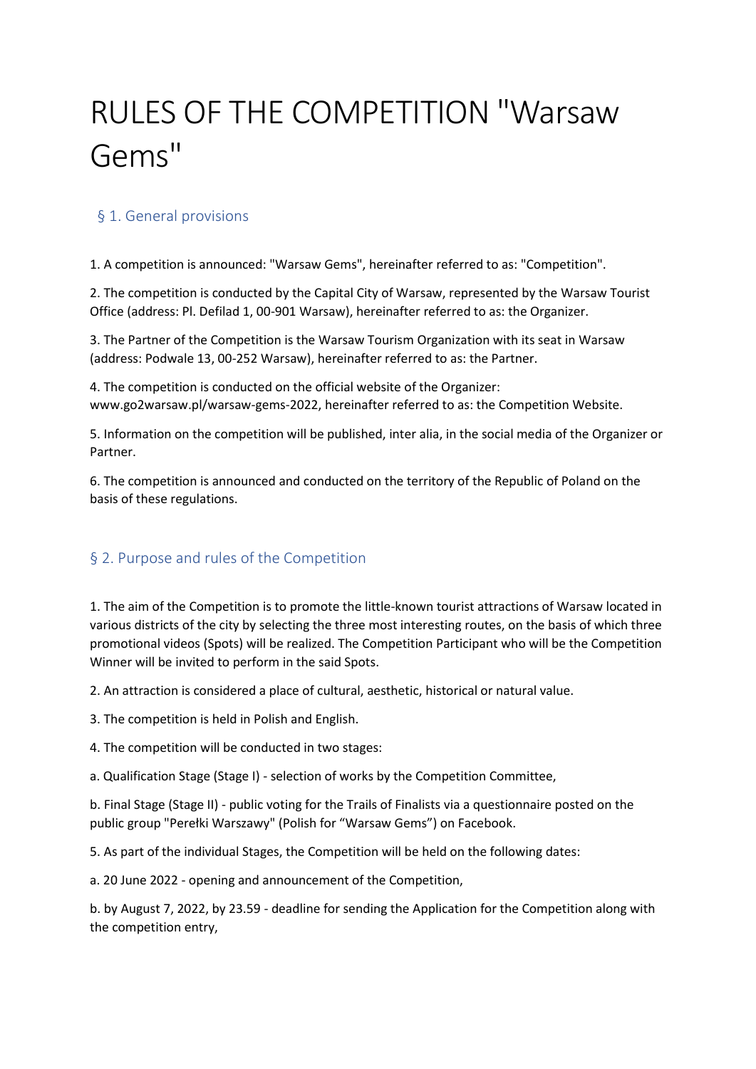# RULES OF THE COMPETITION "Warsaw Gems"

## § 1. General provisions

1. A competition is announced: "Warsaw Gems", hereinafter referred to as: "Competition".

2. The competition is conducted by the Capital City of Warsaw, represented by the Warsaw Tourist Office (address: Pl. Defilad 1, 00-901 Warsaw), hereinafter referred to as: the Organizer.

3. The Partner of the Competition is the Warsaw Tourism Organization with its seat in Warsaw (address: Podwale 13, 00-252 Warsaw), hereinafter referred to as: the Partner.

4. The competition is conducted on the official website of the Organizer: www.go2warsaw.pl/warsaw-gems-2022, hereinafter referred to as: the Competition Website.

5. Information on the competition will be published, inter alia, in the social media of the Organizer or Partner.

6. The competition is announced and conducted on the territory of the Republic of Poland on the basis of these regulations.

## § 2. Purpose and rules of the Competition

1. The aim of the Competition is to promote the little-known tourist attractions of Warsaw located in various districts of the city by selecting the three most interesting routes, on the basis of which three promotional videos (Spots) will be realized. The Competition Participant who will be the Competition Winner will be invited to perform in the said Spots.

2. An attraction is considered a place of cultural, aesthetic, historical or natural value.

3. The competition is held in Polish and English.

4. The competition will be conducted in two stages:

a. Qualification Stage (Stage I) - selection of works by the Competition Committee,

b. Final Stage (Stage II) - public voting for the Trails of Finalists via a questionnaire posted on the public group "Perełki Warszawy" (Polish for "Warsaw Gems") on Facebook.

5. As part of the individual Stages, the Competition will be held on the following dates:

a. 20 June 2022 - opening and announcement of the Competition,

b. by August 7, 2022, by 23.59 - deadline for sending the Application for the Competition along with the competition entry,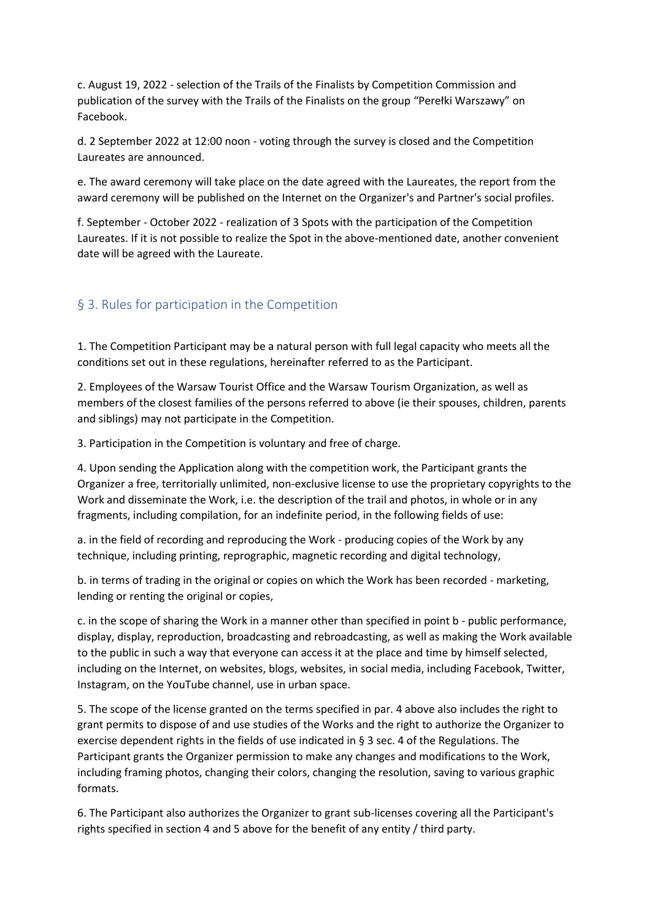c. August 19, 2022 - selection of the Trails of the Finalists by Competition Commission and publication of the survey with the Trails of the Finalists on the group "Perełki Warszawy" on Facebook.

d. 2 September 2022 at 12:00 noon - voting through the survey is closed and the Competition Laureates are announced.

e. The award ceremony will take place on the date agreed with the Laureates, the report from the award ceremony will be published on the Internet on the Organizer's and Partner's social profiles.

f. September - October 2022 - realization of 3 Spots with the participation of the Competition Laureates. If it is not possible to realize the Spot in the above-mentioned date, another convenient date will be agreed with the Laureate.

## § 3. Rules for participation in the Competition

1. The Competition Participant may be a natural person with full legal capacity who meets all the conditions set out in these regulations, hereinafter referred to as the Participant.

2. Employees of the Warsaw Tourist Office and the Warsaw Tourism Organization, as well as members of the closest families of the persons referred to above (ie their spouses, children, parents and siblings) may not participate in the Competition.

3. Participation in the Competition is voluntary and free of charge.

4. Upon sending the Application along with the competition work, the Participant grants the Organizer a free, territorially unlimited, non-exclusive license to use the proprietary copyrights to the Work and disseminate the Work, i.e. the description of the trail and photos, in whole or in any fragments, including compilation, for an indefinite period, in the following fields of use:

a. in the field of recording and reproducing the Work - producing copies of the Work by any technique, including printing, reprographic, magnetic recording and digital technology,

b. in terms of trading in the original or copies on which the Work has been recorded - marketing, lending or renting the original or copies,

c. in the scope of sharing the Work in a manner other than specified in point b - public performance, display, display, reproduction, broadcasting and rebroadcasting, as well as making the Work available to the public in such a way that everyone can access it at the place and time by himself selected, including on the Internet, on websites, blogs, websites, in social media, including Facebook, Twitter, Instagram, on the YouTube channel, use in urban space.

5. The scope of the license granted on the terms specified in par. 4 above also includes the right to grant permits to dispose of and use studies of the Works and the right to authorize the Organizer to exercise dependent rights in the fields of use indicated in § 3 sec. 4 of the Regulations. The Participant grants the Organizer permission to make any changes and modifications to the Work, including framing photos, changing their colors, changing the resolution, saving to various graphic formats.

6. The Participant also authorizes the Organizer to grant sub-licenses covering all the Participant's rights specified in section 4 and 5 above for the benefit of any entity / third party.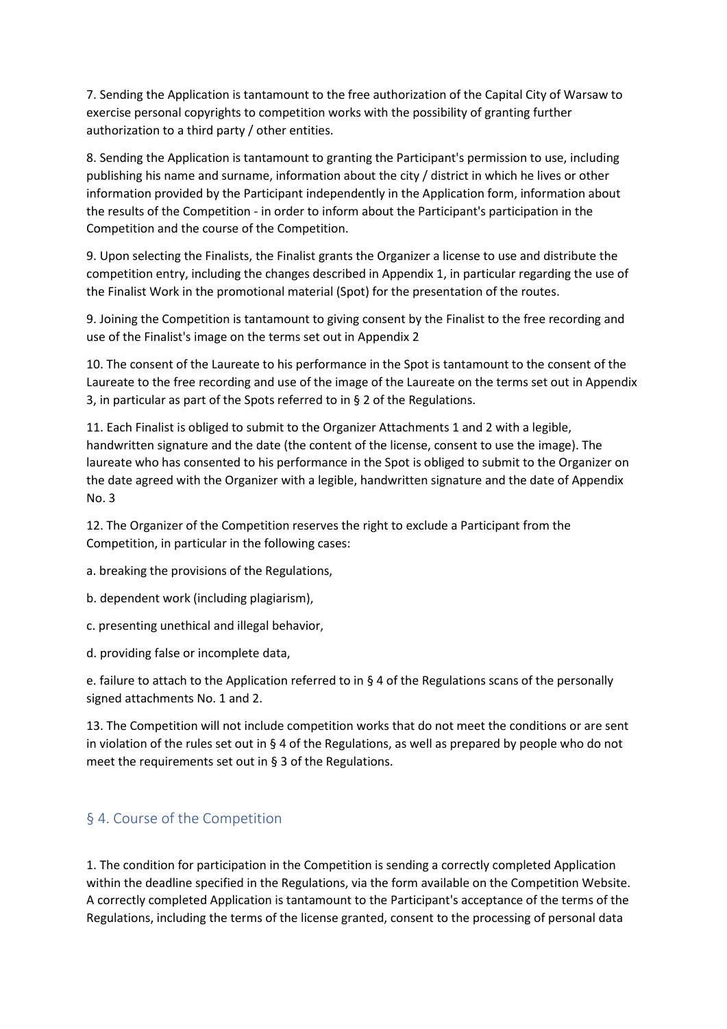7. Sending the Application is tantamount to the free authorization of the Capital City of Warsaw to exercise personal copyrights to competition works with the possibility of granting further authorization to a third party / other entities.

8. Sending the Application is tantamount to granting the Participant's permission to use, including publishing his name and surname, information about the city / district in which he lives or other information provided by the Participant independently in the Application form, information about the results of the Competition - in order to inform about the Participant's participation in the Competition and the course of the Competition.

9. Upon selecting the Finalists, the Finalist grants the Organizer a license to use and distribute the competition entry, including the changes described in Appendix 1, in particular regarding the use of the Finalist Work in the promotional material (Spot) for the presentation of the routes.

9. Joining the Competition is tantamount to giving consent by the Finalist to the free recording and use of the Finalist's image on the terms set out in Appendix 2

10. The consent of the Laureate to his performance in the Spot is tantamount to the consent of the Laureate to the free recording and use of the image of the Laureate on the terms set out in Appendix 3, in particular as part of the Spots referred to in § 2 of the Regulations.

11. Each Finalist is obliged to submit to the Organizer Attachments 1 and 2 with a legible, handwritten signature and the date (the content of the license, consent to use the image). The laureate who has consented to his performance in the Spot is obliged to submit to the Organizer on the date agreed with the Organizer with a legible, handwritten signature and the date of Appendix No. 3

12. The Organizer of the Competition reserves the right to exclude a Participant from the Competition, in particular in the following cases:

a. breaking the provisions of the Regulations,

b. dependent work (including plagiarism),

c. presenting unethical and illegal behavior,

d. providing false or incomplete data,

e. failure to attach to the Application referred to in § 4 of the Regulations scans of the personally signed attachments No. 1 and 2.

13. The Competition will not include competition works that do not meet the conditions or are sent in violation of the rules set out in § 4 of the Regulations, as well as prepared by people who do not meet the requirements set out in § 3 of the Regulations.

## § 4. Course of the Competition

1. The condition for participation in the Competition is sending a correctly completed Application within the deadline specified in the Regulations, via the form available on the Competition Website. A correctly completed Application is tantamount to the Participant's acceptance of the terms of the Regulations, including the terms of the license granted, consent to the processing of personal data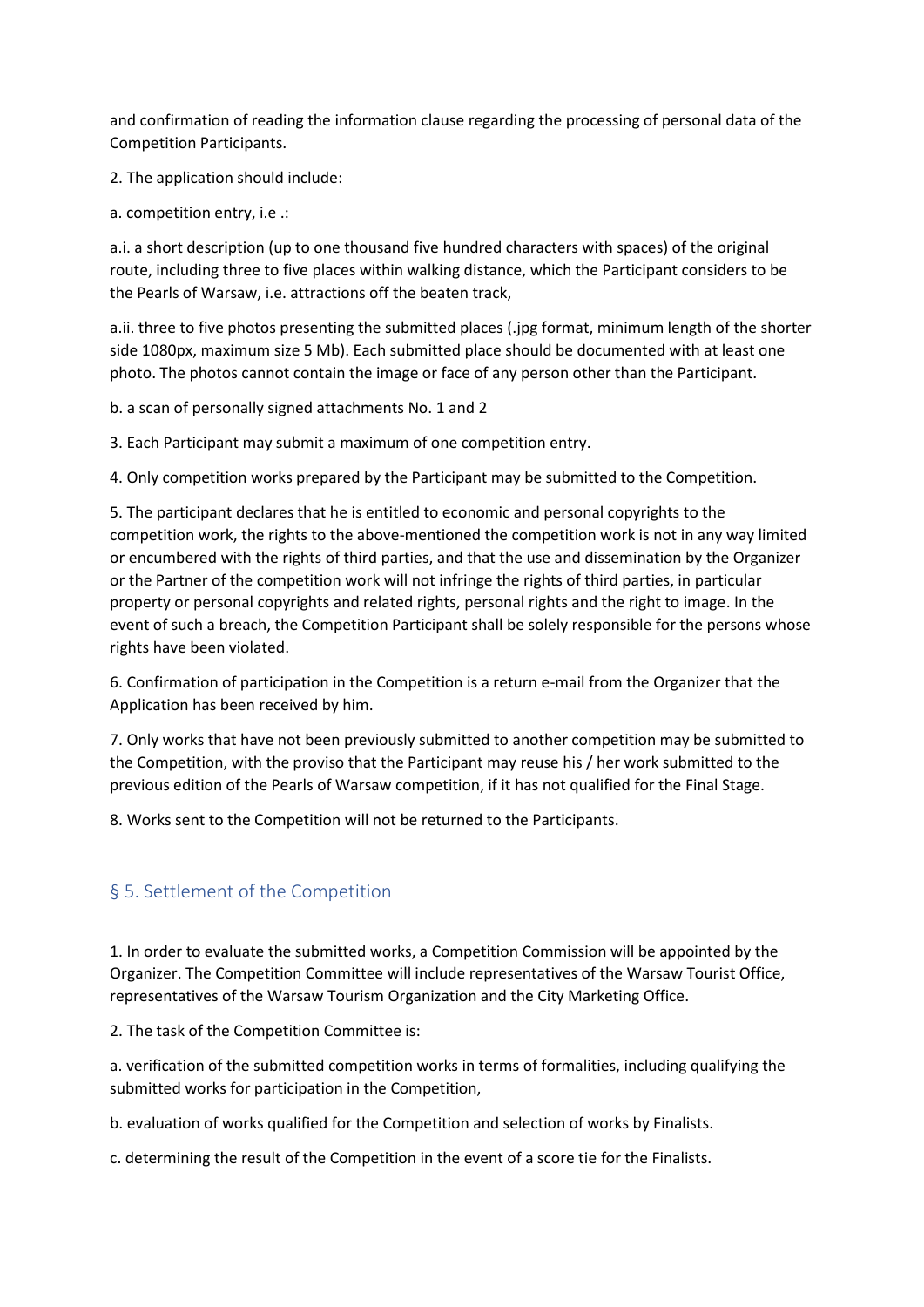and confirmation of reading the information clause regarding the processing of personal data of the Competition Participants.

2. The application should include:

a. competition entry, i.e .:

a.i. a short description (up to one thousand five hundred characters with spaces) of the original route, including three to five places within walking distance, which the Participant considers to be the Pearls of Warsaw, i.e. attractions off the beaten track,

a.ii. three to five photos presenting the submitted places (.jpg format, minimum length of the shorter side 1080px, maximum size 5 Mb). Each submitted place should be documented with at least one photo. The photos cannot contain the image or face of any person other than the Participant.

b. a scan of personally signed attachments No. 1 and 2

3. Each Participant may submit a maximum of one competition entry.

4. Only competition works prepared by the Participant may be submitted to the Competition.

5. The participant declares that he is entitled to economic and personal copyrights to the competition work, the rights to the above-mentioned the competition work is not in any way limited or encumbered with the rights of third parties, and that the use and dissemination by the Organizer or the Partner of the competition work will not infringe the rights of third parties, in particular property or personal copyrights and related rights, personal rights and the right to image. In the event of such a breach, the Competition Participant shall be solely responsible for the persons whose rights have been violated.

6. Confirmation of participation in the Competition is a return e-mail from the Organizer that the Application has been received by him.

7. Only works that have not been previously submitted to another competition may be submitted to the Competition, with the proviso that the Participant may reuse his / her work submitted to the previous edition of the Pearls of Warsaw competition, if it has not qualified for the Final Stage.

8. Works sent to the Competition will not be returned to the Participants.

## § 5. Settlement of the Competition

1. In order to evaluate the submitted works, a Competition Commission will be appointed by the Organizer. The Competition Committee will include representatives of the Warsaw Tourist Office, representatives of the Warsaw Tourism Organization and the City Marketing Office.

2. The task of the Competition Committee is:

a. verification of the submitted competition works in terms of formalities, including qualifying the submitted works for participation in the Competition,

b. evaluation of works qualified for the Competition and selection of works by Finalists.

c. determining the result of the Competition in the event of a score tie for the Finalists.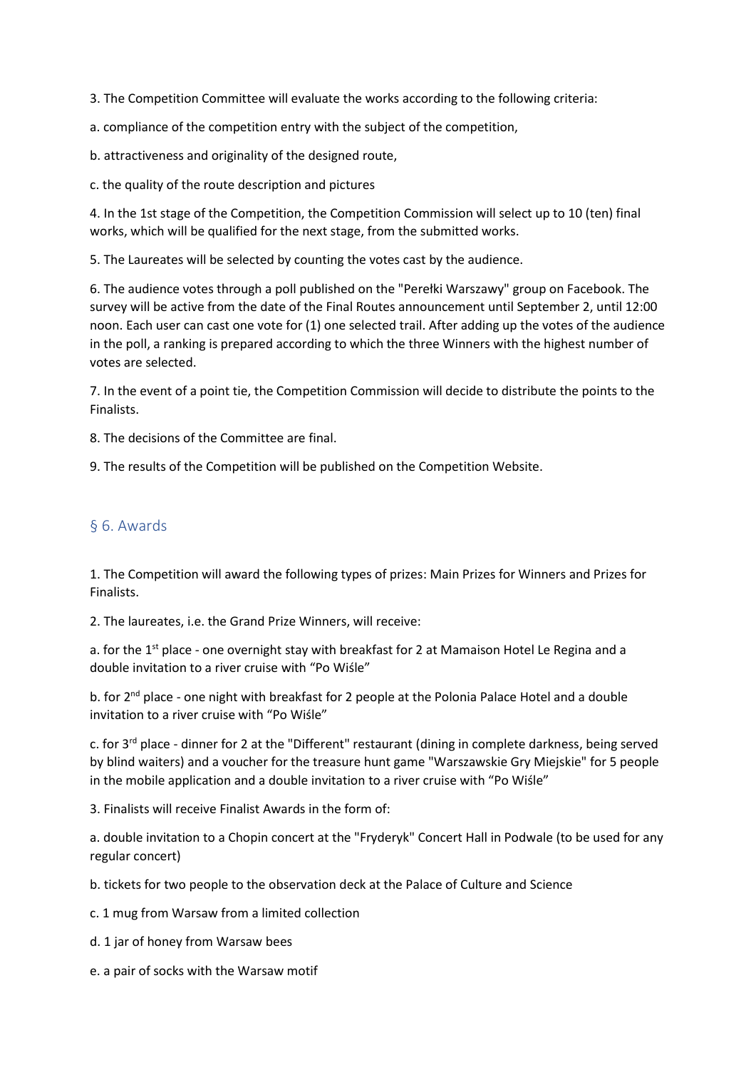3. The Competition Committee will evaluate the works according to the following criteria:

a. compliance of the competition entry with the subject of the competition,

b. attractiveness and originality of the designed route,

c. the quality of the route description and pictures

4. In the 1st stage of the Competition, the Competition Commission will select up to 10 (ten) final works, which will be qualified for the next stage, from the submitted works.

5. The Laureates will be selected by counting the votes cast by the audience.

6. The audience votes through a poll published on the "Perełki Warszawy" group on Facebook. The survey will be active from the date of the Final Routes announcement until September 2, until 12:00 noon. Each user can cast one vote for (1) one selected trail. After adding up the votes of the audience in the poll, a ranking is prepared according to which the three Winners with the highest number of votes are selected.

7. In the event of a point tie, the Competition Commission will decide to distribute the points to the Finalists.

8. The decisions of the Committee are final.

9. The results of the Competition will be published on the Competition Website.

## § 6. Awards

1. The Competition will award the following types of prizes: Main Prizes for Winners and Prizes for Finalists.

2. The laureates, i.e. the Grand Prize Winners, will receive:

a. for the 1st place - one overnight stay with breakfast for 2 at Mamaison Hotel Le Regina and a double invitation to a river cruise with “Po Wiśle”

b. for 2nd place - one night with breakfast for 2 people at the Polonia Palace Hotel and a double invitation to a river cruise with “Po Wiśle”

c. for 3rd place - dinner for 2 at the "Different" restaurant (dining in complete darkness, being served by blind waiters) and a voucher for the treasure hunt game "Warszawskie Gry Miejskie" for 5 people in the mobile application and a double invitation to a river cruise with “Po Wiśle”

3. Finalists will receive Finalist Awards in the form of:

a. double invitation to a Chopin concert at the "Fryderyk" Concert Hall in Podwale (to be used for any regular concert)

b. tickets for two people to the observation deck at the Palace of Culture and Science

c. 1 mug from Warsaw from a limited collection

d. 1 jar of honey from Warsaw bees

e. a pair of socks with the Warsaw motif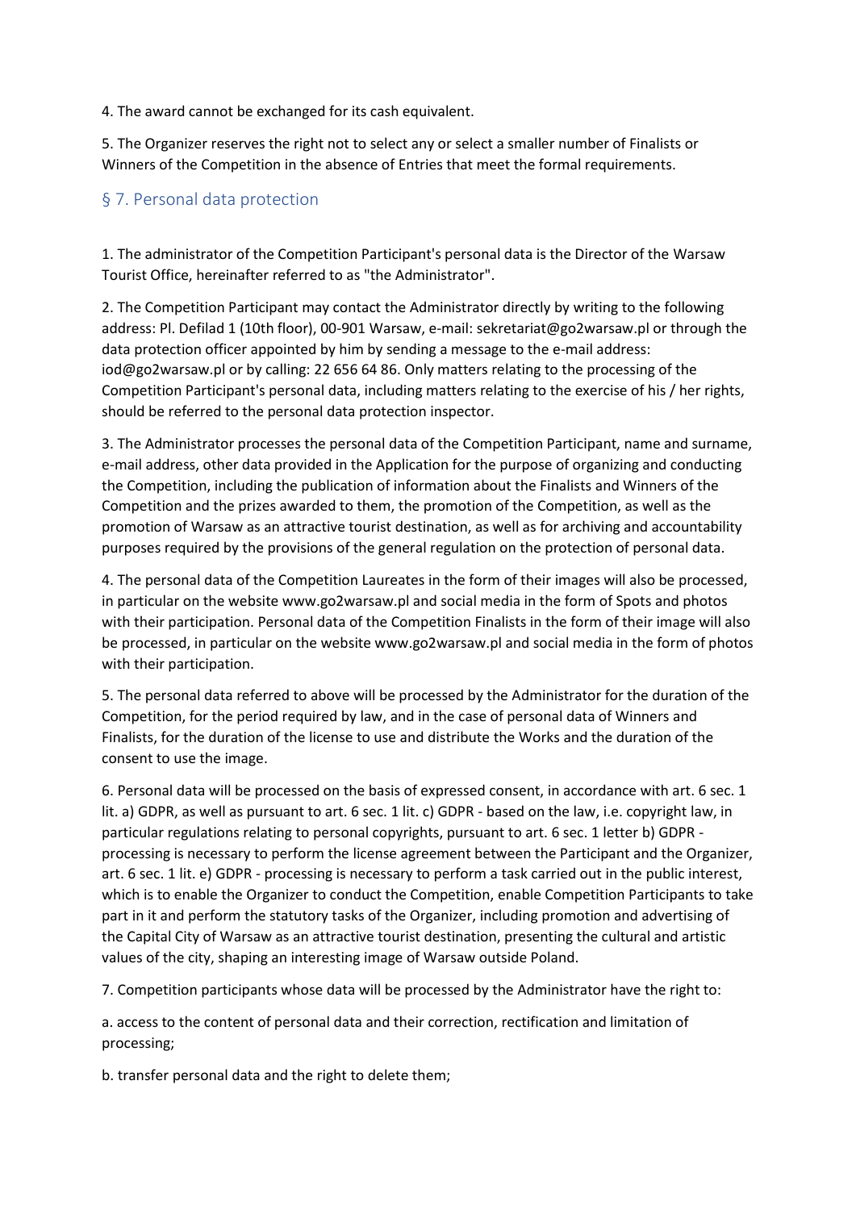4. The award cannot be exchanged for its cash equivalent.

5. The Organizer reserves the right not to select any or select a smaller number of Finalists or Winners of the Competition in the absence of Entries that meet the formal requirements.

## § 7. Personal data protection

1. The administrator of the Competition Participant's personal data is the Director of the Warsaw Tourist Office, hereinafter referred to as "the Administrator".

2. The Competition Participant may contact the Administrator directly by writing to the following address: Pl. Defilad 1 (10th floor), 00-901 Warsaw, e-mail: sekretariat@go2warsaw.pl or through the data protection officer appointed by him by sending a message to the e-mail address: iod@go2warsaw.pl or by calling: 22 656 64 86. Only matters relating to the processing of the Competition Participant's personal data, including matters relating to the exercise of his / her rights, should be referred to the personal data protection inspector.

3. The Administrator processes the personal data of the Competition Participant, name and surname, e-mail address, other data provided in the Application for the purpose of organizing and conducting the Competition, including the publication of information about the Finalists and Winners of the Competition and the prizes awarded to them, the promotion of the Competition, as well as the promotion of Warsaw as an attractive tourist destination, as well as for archiving and accountability purposes required by the provisions of the general regulation on the protection of personal data.

4. The personal data of the Competition Laureates in the form of their images will also be processed, in particular on the website www.go2warsaw.pl and social media in the form of Spots and photos with their participation. Personal data of the Competition Finalists in the form of their image will also be processed, in particular on the website www.go2warsaw.pl and social media in the form of photos with their participation.

5. The personal data referred to above will be processed by the Administrator for the duration of the Competition, for the period required by law, and in the case of personal data of Winners and Finalists, for the duration of the license to use and distribute the Works and the duration of the consent to use the image.

6. Personal data will be processed on the basis of expressed consent, in accordance with art. 6 sec. 1 lit. a) GDPR, as well as pursuant to art. 6 sec. 1 lit. c) GDPR - based on the law, i.e. copyright law, in particular regulations relating to personal copyrights, pursuant to art. 6 sec. 1 letter b) GDPR - processing is necessary to perform the license agreement between the Participant and the Organizer, art. 6 sec. 1 lit. e) GDPR - processing is necessary to perform a task carried out in the public interest, which is to enable the Organizer to conduct the Competition, enable Competition Participants to take part in it and perform the statutory tasks of the Organizer, including promotion and advertising of the Capital City of Warsaw as an attractive tourist destination, presenting the cultural and artistic values of the city, shaping an interesting image of Warsaw outside Poland.

7. Competition participants whose data will be processed by the Administrator have the right to:

a. access to the content of personal data and their correction, rectification and limitation of processing;

b. transfer personal data and the right to delete them;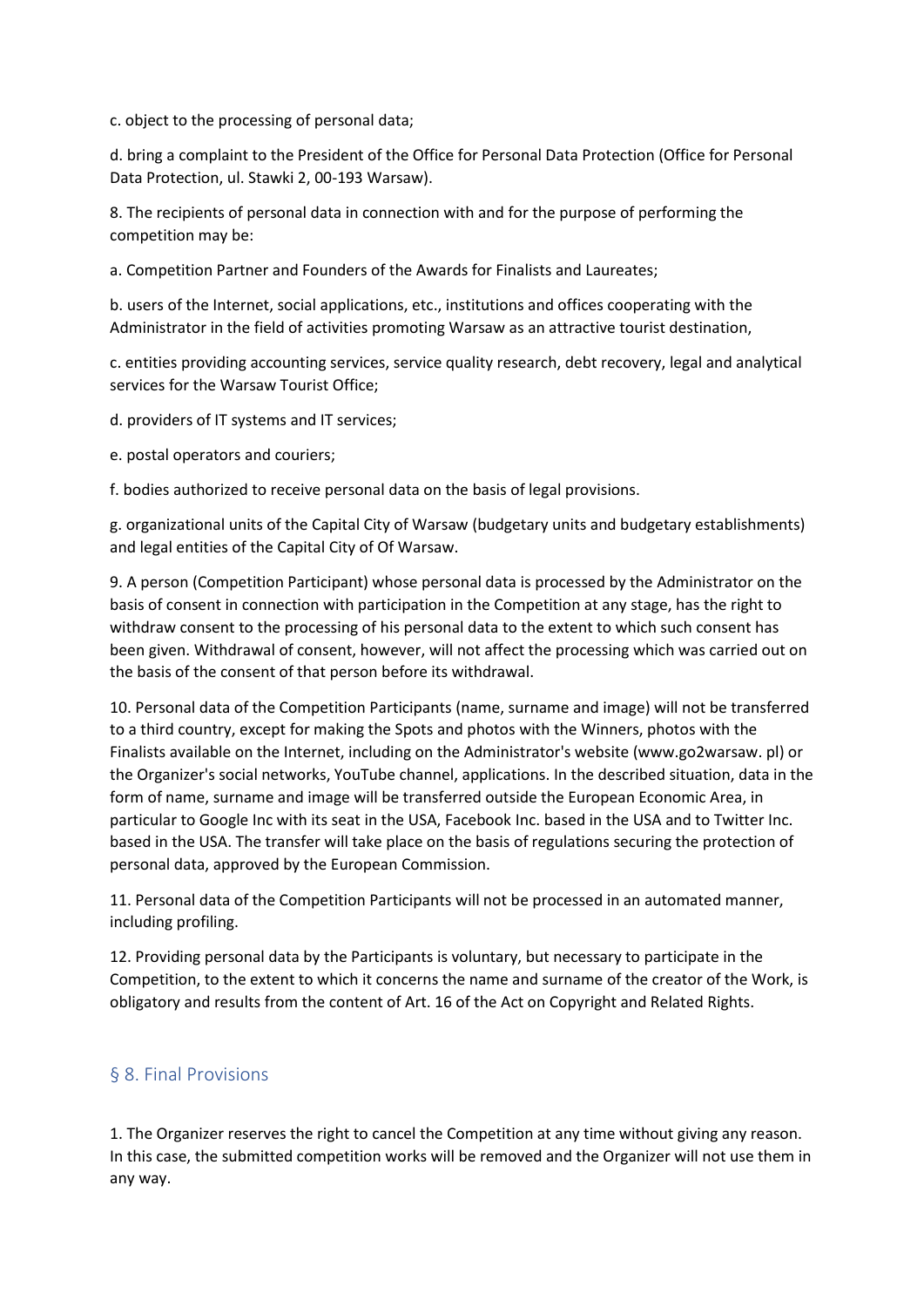c. object to the processing of personal data;

d. bring a complaint to the President of the Office for Personal Data Protection (Office for Personal Data Protection, ul. Stawki 2, 00-193 Warsaw).

8. The recipients of personal data in connection with and for the purpose of performing the competition may be:

a. Competition Partner and Founders of the Awards for Finalists and Laureates;

b. users of the Internet, social applications, etc., institutions and offices cooperating with the Administrator in the field of activities promoting Warsaw as an attractive tourist destination,

c. entities providing accounting services, service quality research, debt recovery, legal and analytical services for the Warsaw Tourist Office;

d. providers of IT systems and IT services;

e. postal operators and couriers;

f. bodies authorized to receive personal data on the basis of legal provisions.

g. organizational units of the Capital City of Warsaw (budgetary units and budgetary establishments) and legal entities of the Capital City of Of Warsaw.

9. A person (Competition Participant) whose personal data is processed by the Administrator on the basis of consent in connection with participation in the Competition at any stage, has the right to withdraw consent to the processing of his personal data to the extent to which such consent has been given. Withdrawal of consent, however, will not affect the processing which was carried out on the basis of the consent of that person before its withdrawal.

10. Personal data of the Competition Participants (name, surname and image) will not be transferred to a third country, except for making the Spots and photos with the Winners, photos with the Finalists available on the Internet, including on the Administrator's website (www.go2warsaw. pl) or the Organizer's social networks, YouTube channel, applications. In the described situation, data in the form of name, surname and image will be transferred outside the European Economic Area, in particular to Google Inc with its seat in the USA, Facebook Inc. based in the USA and to Twitter Inc. based in the USA. The transfer will take place on the basis of regulations securing the protection of personal data, approved by the European Commission.

11. Personal data of the Competition Participants will not be processed in an automated manner, including profiling.

12. Providing personal data by the Participants is voluntary, but necessary to participate in the Competition, to the extent to which it concerns the name and surname of the creator of the Work, is obligatory and results from the content of Art. 16 of the Act on Copyright and Related Rights.

## § 8. Final Provisions

1. The Organizer reserves the right to cancel the Competition at any time without giving any reason. In this case, the submitted competition works will be removed and the Organizer will not use them in any way.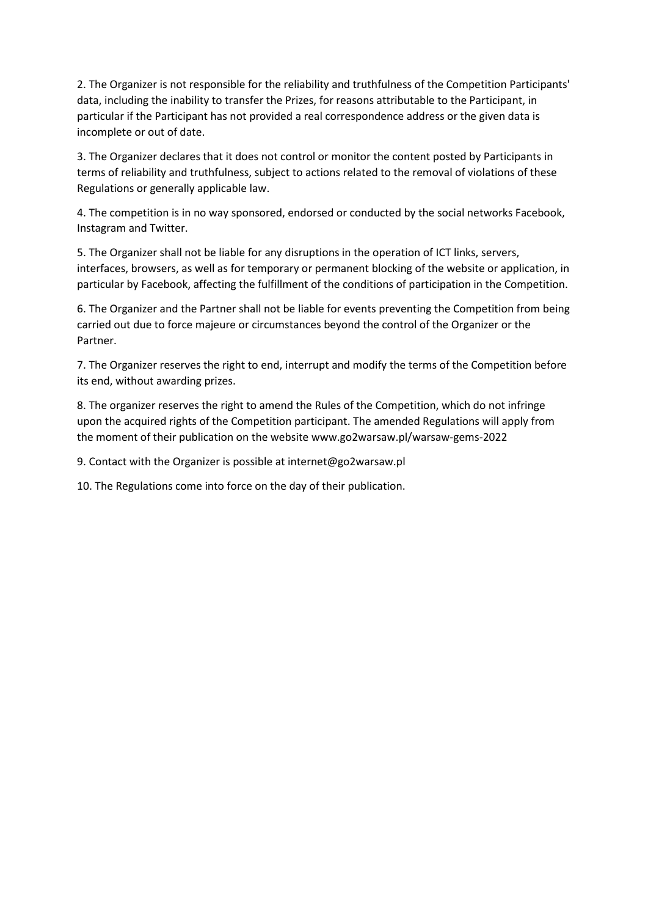2. The Organizer is not responsible for the reliability and truthfulness of the Competition Participants' data, including the inability to transfer the Prizes, for reasons attributable to the Participant, in particular if the Participant has not provided a real correspondence address or the given data is incomplete or out of date.

3. The Organizer declares that it does not control or monitor the content posted by Participants in terms of reliability and truthfulness, subject to actions related to the removal of violations of these Regulations or generally applicable law.

4. The competition is in no way sponsored, endorsed or conducted by the social networks Facebook, Instagram and Twitter.

5. The Organizer shall not be liable for any disruptions in the operation of ICT links, servers, interfaces, browsers, as well as for temporary or permanent blocking of the website or application, in particular by Facebook, affecting the fulfillment of the conditions of participation in the Competition.

6. The Organizer and the Partner shall not be liable for events preventing the Competition from being carried out due to force majeure or circumstances beyond the control of the Organizer or the Partner.

7. The Organizer reserves the right to end, interrupt and modify the terms of the Competition before its end, without awarding prizes.

8. The organizer reserves the right to amend the Rules of the Competition, which do not infringe upon the acquired rights of the Competition participant. The amended Regulations will apply from the moment of their publication on the website www.go2warsaw.pl/warsaw-gems-2022

9. Contact with the Organizer is possible at internet@go2warsaw.pl

10. The Regulations come into force on the day of their publication.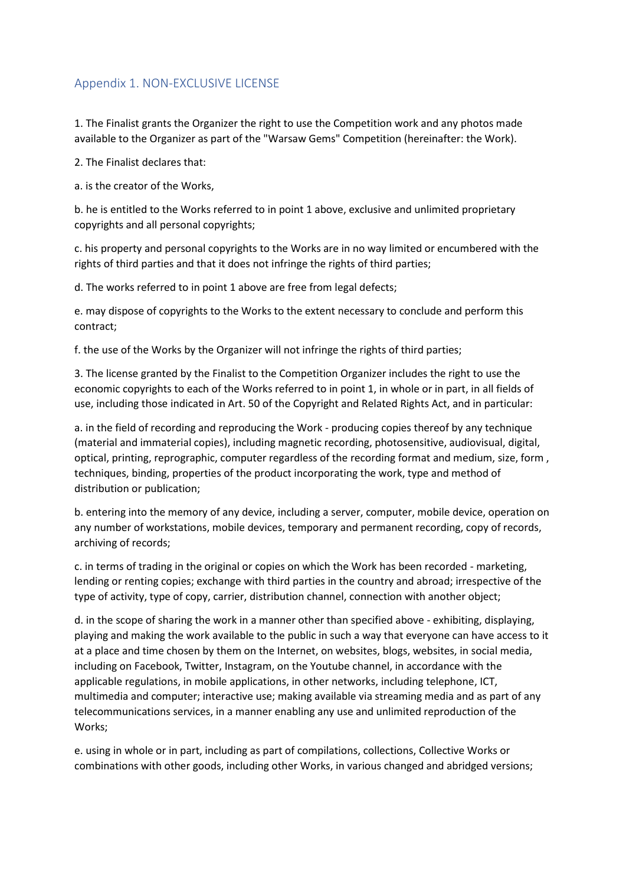## Appendix 1. NON-EXCLUSIVE LICENSE

1. The Finalist grants the Organizer the right to use the Competition work and any photos made available to the Organizer as part of the "Warsaw Gems" Competition (hereinafter: the Work).

2. The Finalist declares that:

a. is the creator of the Works,

b. he is entitled to the Works referred to in point 1 above, exclusive and unlimited proprietary copyrights and all personal copyrights;

c. his property and personal copyrights to the Works are in no way limited or encumbered with the rights of third parties and that it does not infringe the rights of third parties;

d. The works referred to in point 1 above are free from legal defects;

e. may dispose of copyrights to the Works to the extent necessary to conclude and perform this contract;

f. the use of the Works by the Organizer will not infringe the rights of third parties;

3. The license granted by the Finalist to the Competition Organizer includes the right to use the economic copyrights to each of the Works referred to in point 1, in whole or in part, in all fields of use, including those indicated in Art. 50 of the Copyright and Related Rights Act, and in particular:

a. in the field of recording and reproducing the Work - producing copies thereof by any technique (material and immaterial copies), including magnetic recording, photosensitive, audiovisual, digital, optical, printing, reprographic, computer regardless of the recording format and medium, size, form , techniques, binding, properties of the product incorporating the work, type and method of distribution or publication;

b. entering into the memory of any device, including a server, computer, mobile device, operation on any number of workstations, mobile devices, temporary and permanent recording, copy of records, archiving of records;

c. in terms of trading in the original or copies on which the Work has been recorded - marketing, lending or renting copies; exchange with third parties in the country and abroad; irrespective of the type of activity, type of copy, carrier, distribution channel, connection with another object;

d. in the scope of sharing the work in a manner other than specified above - exhibiting, displaying, playing and making the work available to the public in such a way that everyone can have access to it at a place and time chosen by them on the Internet, on websites, blogs, websites, in social media, including on Facebook, Twitter, Instagram, on the Youtube channel, in accordance with the applicable regulations, in mobile applications, in other networks, including telephone, ICT, multimedia and computer; interactive use; making available via streaming media and as part of any telecommunications services, in a manner enabling any use and unlimited reproduction of the Works;

e. using in whole or in part, including as part of compilations, collections, Collective Works or combinations with other goods, including other Works, in various changed and abridged versions;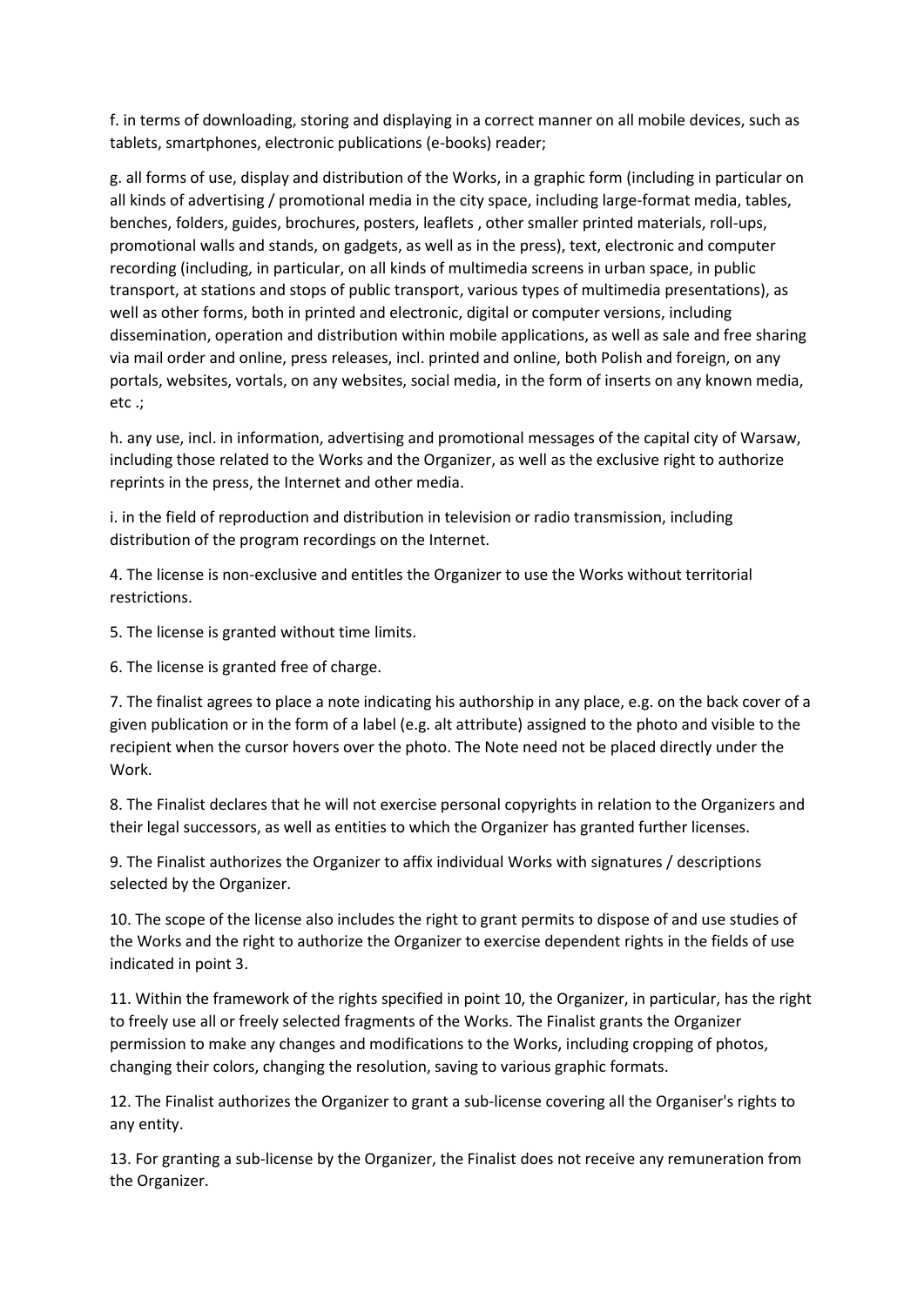f. in terms of downloading, storing and displaying in a correct manner on all mobile devices, such as tablets, smartphones, electronic publications (e-books) reader;

g. all forms of use, display and distribution of the Works, in a graphic form (including in particular on all kinds of advertising / promotional media in the city space, including large-format media, tables, benches, folders, guides, brochures, posters, leaflets , other smaller printed materials, roll-ups, promotional walls and stands, on gadgets, as well as in the press), text, electronic and computer recording (including, in particular, on all kinds of multimedia screens in urban space, in public transport, at stations and stops of public transport, various types of multimedia presentations), as well as other forms, both in printed and electronic, digital or computer versions, including dissemination, operation and distribution within mobile applications, as well as sale and free sharing via mail order and online, press releases, incl. printed and online, both Polish and foreign, on any portals, websites, vortals, on any websites, social media, in the form of inserts on any known media, etc .;

h. any use, incl. in information, advertising and promotional messages of the capital city of Warsaw, including those related to the Works and the Organizer, as well as the exclusive right to authorize reprints in the press, the Internet and other media.

i. in the field of reproduction and distribution in television or radio transmission, including distribution of the program recordings on the Internet.

4. The license is non-exclusive and entitles the Organizer to use the Works without territorial restrictions.

5. The license is granted without time limits.

6. The license is granted free of charge.

7. The finalist agrees to place a note indicating his authorship in any place, e.g. on the back cover of a given publication or in the form of a label (e.g. alt attribute) assigned to the photo and visible to the recipient when the cursor hovers over the photo. The Note need not be placed directly under the Work.

8. The Finalist declares that he will not exercise personal copyrights in relation to the Organizers and their legal successors, as well as entities to which the Organizer has granted further licenses.

9. The Finalist authorizes the Organizer to affix individual Works with signatures / descriptions selected by the Organizer.

10. The scope of the license also includes the right to grant permits to dispose of and use studies of the Works and the right to authorize the Organizer to exercise dependent rights in the fields of use indicated in point 3.

11. Within the framework of the rights specified in point 10, the Organizer, in particular, has the right to freely use all or freely selected fragments of the Works. The Finalist grants the Organizer permission to make any changes and modifications to the Works, including cropping of photos, changing their colors, changing the resolution, saving to various graphic formats.

12. The Finalist authorizes the Organizer to grant a sub-license covering all the Organiser's rights to any entity.

13. For granting a sub-license by the Organizer, the Finalist does not receive any remuneration from the Organizer.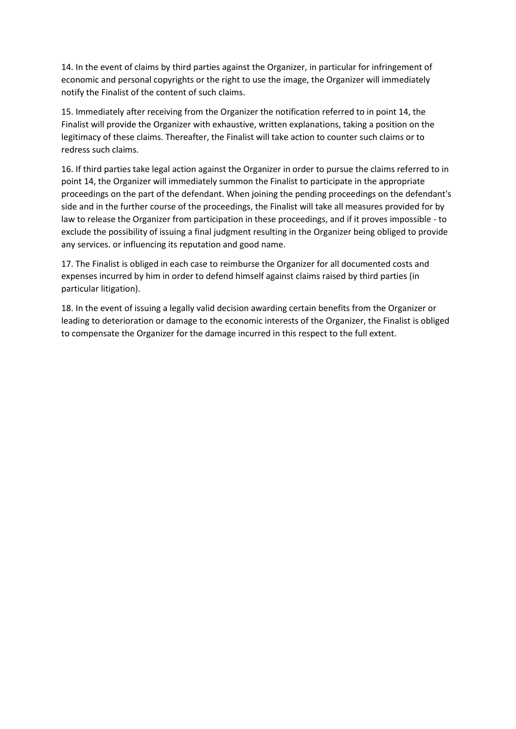14. In the event of claims by third parties against the Organizer, in particular for infringement of economic and personal copyrights or the right to use the image, the Organizer will immediately notify the Finalist of the content of such claims.

15. Immediately after receiving from the Organizer the notification referred to in point 14, the Finalist will provide the Organizer with exhaustive, written explanations, taking a position on the legitimacy of these claims. Thereafter, the Finalist will take action to counter such claims or to redress such claims.

16. If third parties take legal action against the Organizer in order to pursue the claims referred to in point 14, the Organizer will immediately summon the Finalist to participate in the appropriate proceedings on the part of the defendant. When joining the pending proceedings on the defendant's side and in the further course of the proceedings, the Finalist will take all measures provided for by law to release the Organizer from participation in these proceedings, and if it proves impossible - to exclude the possibility of issuing a final judgment resulting in the Organizer being obliged to provide any services. or influencing its reputation and good name.

17. The Finalist is obliged in each case to reimburse the Organizer for all documented costs and expenses incurred by him in order to defend himself against claims raised by third parties (in particular litigation).

18. In the event of issuing a legally valid decision awarding certain benefits from the Organizer or leading to deterioration or damage to the economic interests of the Organizer, the Finalist is obliged to compensate the Organizer for the damage incurred in this respect to the full extent.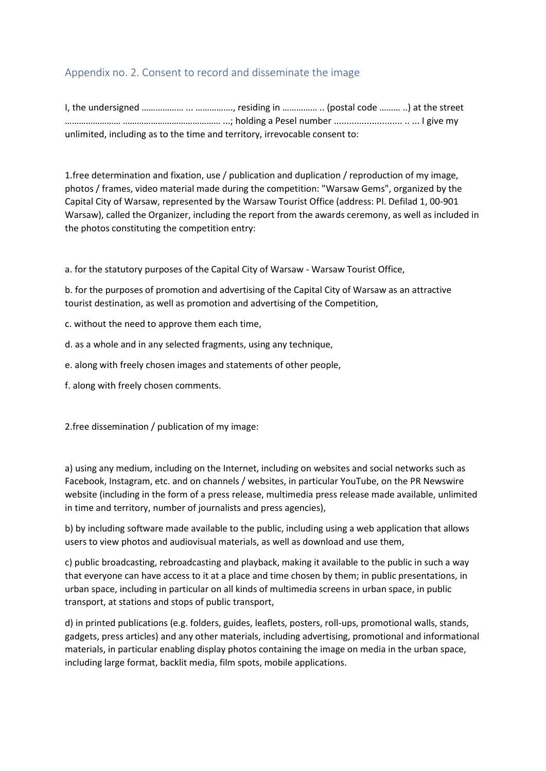## Appendix no. 2. Consent to record and disseminate the image

I, the undersigned ……………… ... ……………., residing in …………… .. (postal code ……… ..) at the street …………………… …………………………………… ...; holding a Pesel number ........................... .. ... I give my unlimited, including as to the time and territory, irrevocable consent to:

1.free determination and fixation, use / publication and duplication / reproduction of my image, photos / frames, video material made during the competition: "Warsaw Gems", organized by the Capital City of Warsaw, represented by the Warsaw Tourist Office (address: Pl. Defilad 1, 00-901 Warsaw), called the Organizer, including the report from the awards ceremony, as well as included in the photos constituting the competition entry:

a. for the statutory purposes of the Capital City of Warsaw - Warsaw Tourist Office,

b. for the purposes of promotion and advertising of the Capital City of Warsaw as an attractive tourist destination, as well as promotion and advertising of the Competition,

c. without the need to approve them each time,

d. as a whole and in any selected fragments, using any technique,

e. along with freely chosen images and statements of other people,

f. along with freely chosen comments.

2.free dissemination / publication of my image:

a) using any medium, including on the Internet, including on websites and social networks such as Facebook, Instagram, etc. and on channels / websites, in particular YouTube, on the PR Newswire website (including in the form of a press release, multimedia press release made available, unlimited in time and territory, number of journalists and press agencies),

b) by including software made available to the public, including using a web application that allows users to view photos and audiovisual materials, as well as download and use them,

c) public broadcasting, rebroadcasting and playback, making it available to the public in such a way that everyone can have access to it at a place and time chosen by them; in public presentations, in urban space, including in particular on all kinds of multimedia screens in urban space, in public transport, at stations and stops of public transport,

d) in printed publications (e.g. folders, guides, leaflets, posters, roll-ups, promotional walls, stands, gadgets, press articles) and any other materials, including advertising, promotional and informational materials, in particular enabling display photos containing the image on media in the urban space, including large format, backlit media, film spots, mobile applications.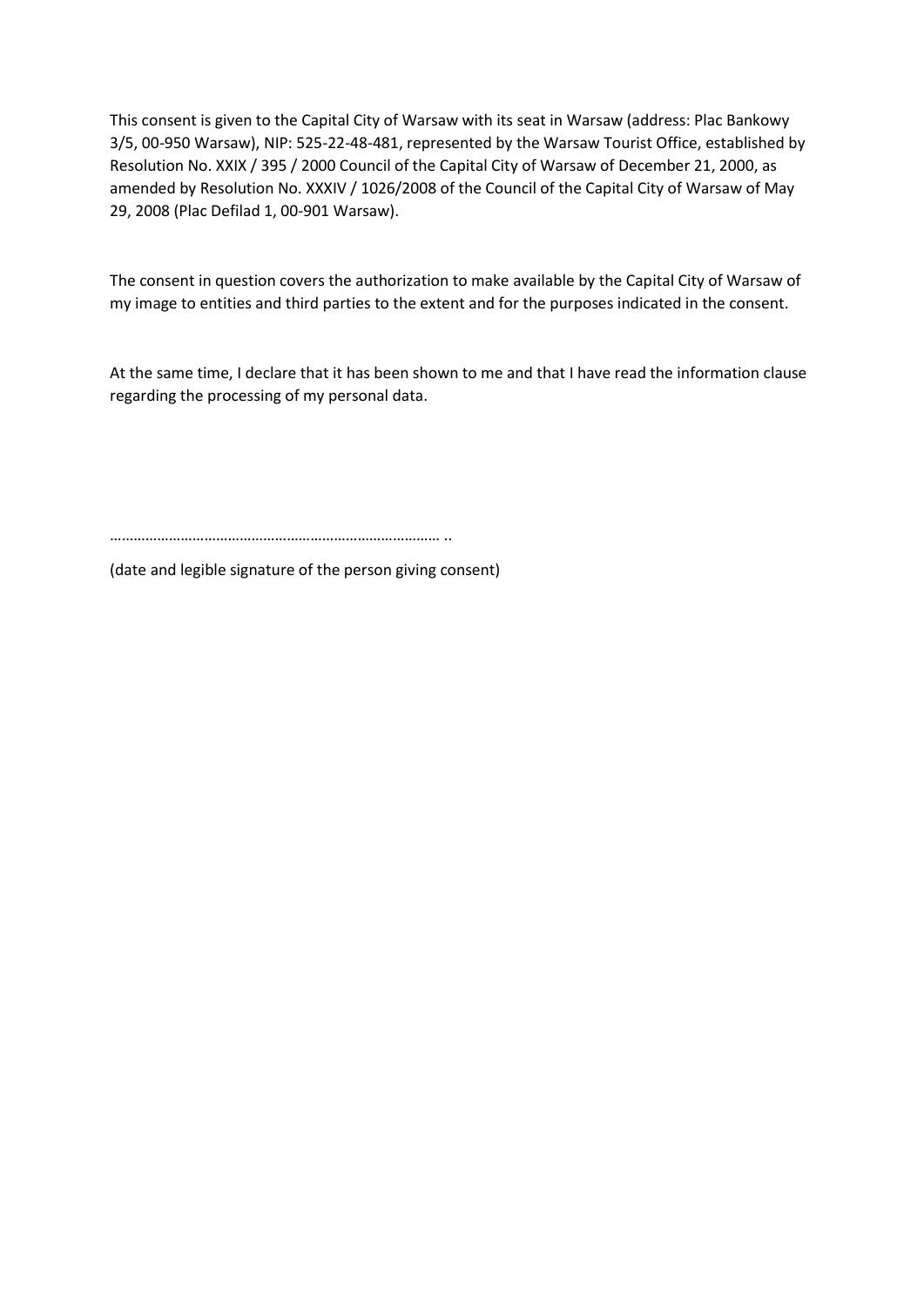This consent is given to the Capital City of Warsaw with its seat in Warsaw (address: Plac Bankowy 3/5, 00-950 Warsaw), NIP: 525-22-48-481, represented by the Warsaw Tourist Office, established by Resolution No. XXIX / 395 / 2000 Council of the Capital City of Warsaw of December 21, 2000, as amended by Resolution No. XXXIV / 1026/2008 of the Council of the Capital City of Warsaw of May 29, 2008 (Plac Defilad 1, 00-901 Warsaw).

The consent in question covers the authorization to make available by the Capital City of Warsaw of my image to entities and third parties to the extent and for the purposes indicated in the consent.

At the same time, I declare that it has been shown to me and that I have read the information clause regarding the processing of my personal data.

……………………………………………………………………… ..

(date and legible signature of the person giving consent)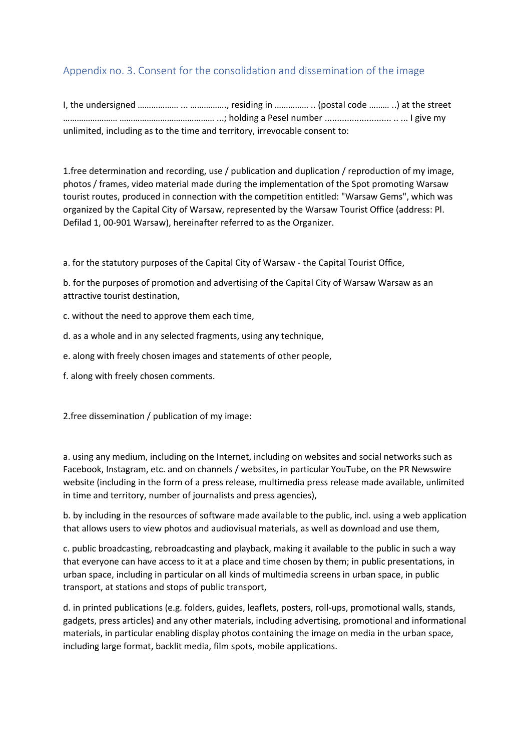## Appendix no. 3. Consent for the consolidation and dissemination of the image

I, the undersigned ……………… ... ……………., residing in …………… .. (postal code ……… ..) at the street …………………… …………………………………… ...; holding a Pesel number ........................... .. ... I give my unlimited, including as to the time and territory, irrevocable consent to:

1.free determination and recording, use / publication and duplication / reproduction of my image, photos / frames, video material made during the implementation of the Spot promoting Warsaw tourist routes, produced in connection with the competition entitled: "Warsaw Gems", which was organized by the Capital City of Warsaw, represented by the Warsaw Tourist Office (address: Pl. Defilad 1, 00-901 Warsaw), hereinafter referred to as the Organizer.

a. for the statutory purposes of the Capital City of Warsaw - the Capital Tourist Office,

b. for the purposes of promotion and advertising of the Capital City of Warsaw Warsaw as an attractive tourist destination,

c. without the need to approve them each time,

d. as a whole and in any selected fragments, using any technique,

e. along with freely chosen images and statements of other people,

f. along with freely chosen comments.

2.free dissemination / publication of my image:

a. using any medium, including on the Internet, including on websites and social networks such as Facebook, Instagram, etc. and on channels / websites, in particular YouTube, on the PR Newswire website (including in the form of a press release, multimedia press release made available, unlimited in time and territory, number of journalists and press agencies),

b. by including in the resources of software made available to the public, incl. using a web application that allows users to view photos and audiovisual materials, as well as download and use them,

c. public broadcasting, rebroadcasting and playback, making it available to the public in such a way that everyone can have access to it at a place and time chosen by them; in public presentations, in urban space, including in particular on all kinds of multimedia screens in urban space, in public transport, at stations and stops of public transport,

d. in printed publications (e.g. folders, guides, leaflets, posters, roll-ups, promotional walls, stands, gadgets, press articles) and any other materials, including advertising, promotional and informational materials, in particular enabling display photos containing the image on media in the urban space, including large format, backlit media, film spots, mobile applications.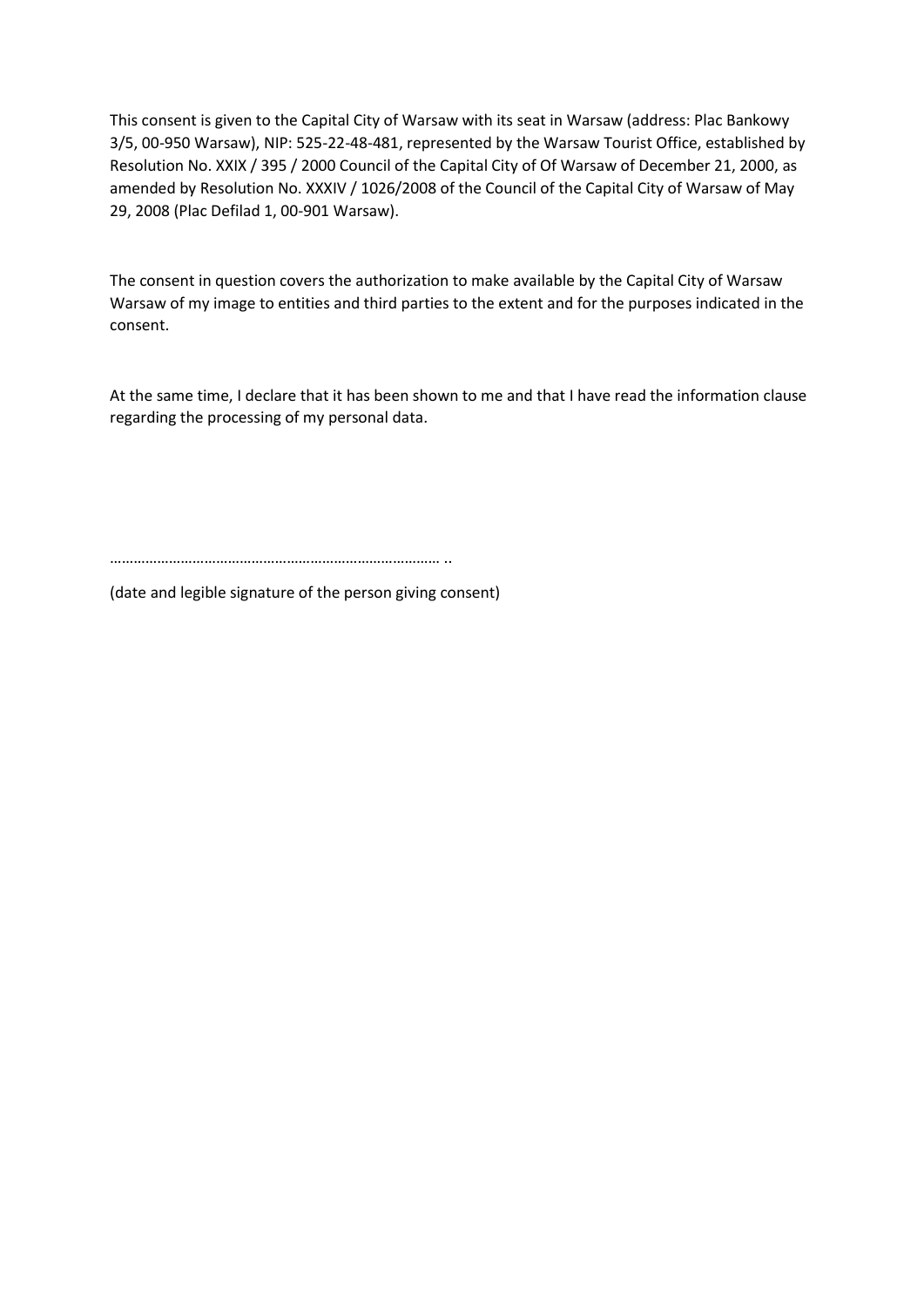This consent is given to the Capital City of Warsaw with its seat in Warsaw (address: Plac Bankowy 3/5, 00-950 Warsaw), NIP: 525-22-48-481, represented by the Warsaw Tourist Office, established by Resolution No. XXIX / 395 / 2000 Council of the Capital City of Of Warsaw of December 21, 2000, as amended by Resolution No. XXXIV / 1026/2008 of the Council of the Capital City of Warsaw of May 29, 2008 (Plac Defilad 1, 00-901 Warsaw).

The consent in question covers the authorization to make available by the Capital City of Warsaw Warsaw of my image to entities and third parties to the extent and for the purposes indicated in the consent.

At the same time, I declare that it has been shown to me and that I have read the information clause regarding the processing of my personal data.

………………………………………………………………………… ..

(date and legible signature of the person giving consent)